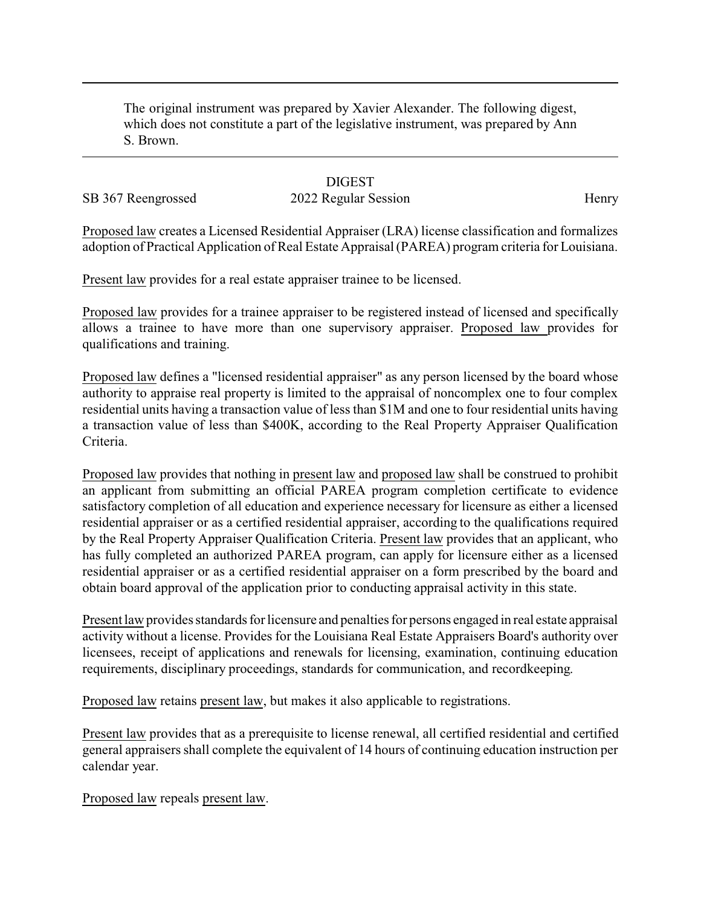The original instrument was prepared by Xavier Alexander. The following digest, which does not constitute a part of the legislative instrument, was prepared by Ann S. Brown.

DIGEST

SB 367 Reengrossed 2022 Regular Session Henry

Proposed law creates a Licensed Residential Appraiser (LRA) license classification and formalizes adoption of Practical Application of Real Estate Appraisal (PAREA) program criteria for Louisiana.

Present law provides for a real estate appraiser trainee to be licensed.

Proposed law provides for a trainee appraiser to be registered instead of licensed and specifically allows a trainee to have more than one supervisory appraiser. Proposed law provides for qualifications and training.

Proposed law defines a "licensed residential appraiser" as any person licensed by the board whose authority to appraise real property is limited to the appraisal of noncomplex one to four complex residential units having a transaction value of less than $1M and one to four residential units having a transaction value of less than $400K, according to the Real Property Appraiser Qualification Criteria.

Proposed law provides that nothing in present law and proposed law shall be construed to prohibit an applicant from submitting an official PAREA program completion certificate to evidence satisfactory completion of all education and experience necessary for licensure as either a licensed residential appraiser or as a certified residential appraiser, according to the qualifications required by the Real Property Appraiser Qualification Criteria. Present law provides that an applicant, who has fully completed an authorized PAREA program, can apply for licensure either as a licensed residential appraiser or as a certified residential appraiser on a form prescribed by the board and obtain board approval of the application prior to conducting appraisal activity in this state.

Present law provides standards for licensure and penalties for persons engaged in real estate appraisal activity without a license. Provides for the Louisiana Real Estate Appraisers Board's authority over licensees, receipt of applications and renewals for licensing, examination, continuing education requirements, disciplinary proceedings, standards for communication, and recordkeeping.

Proposed law retains present law, but makes it also applicable to registrations.

Present law provides that as a prerequisite to license renewal, all certified residential and certified general appraisers shall complete the equivalent of 14 hours of continuing education instruction per calendar year.

Proposed law repeals present law.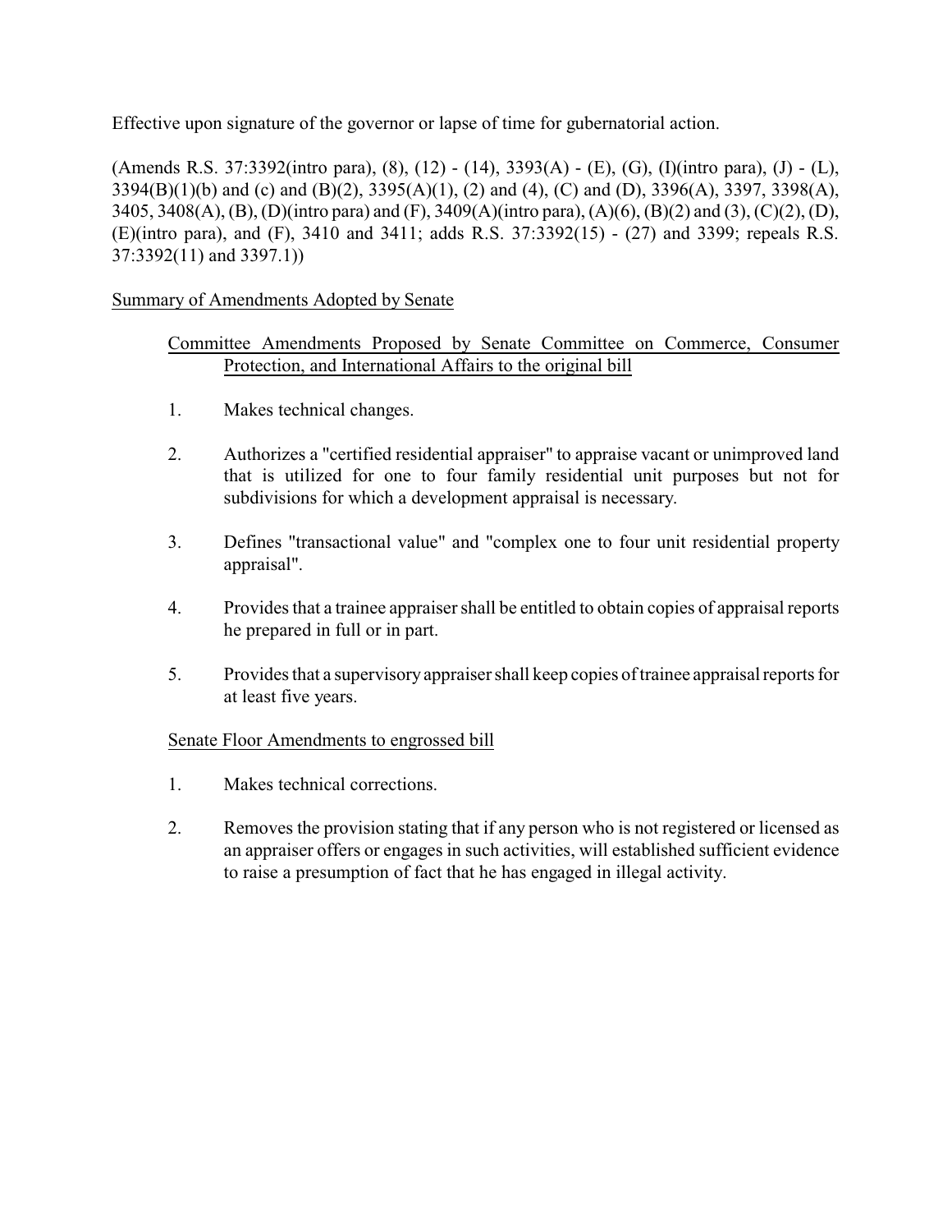Effective upon signature of the governor or lapse of time for gubernatorial action.

(Amends R.S. 37:3392(intro para), (8), (12) - (14), 3393(A) - (E), (G), (I)(intro para), (J) - (L), 3394(B)(1)(b) and (c) and (B)(2), 3395(A)(1), (2) and (4), (C) and (D), 3396(A), 3397, 3398(A), 3405, 3408(A), (B), (D)(intro para) and (F), 3409(A)(intro para), (A)(6), (B)(2) and (3), (C)(2), (D), (E)(intro para), and (F), 3410 and 3411; adds R.S. 37:3392(15) - (27) and 3399; repeals R.S. 37:3392(11) and 3397.1))

Summary of Amendments Adopted by Senate

Committee Amendments Proposed by Senate Committee on Commerce, Consumer Protection, and International Affairs to the original bill

1. Makes technical changes.
2. Authorizes a "certified residential appraiser" to appraise vacant or unimproved land that is utilized for one to four family residential unit purposes but not for subdivisions for which a development appraisal is necessary.
3. Defines "transactional value" and "complex one to four unit residential property appraisal".
4. Provides that a trainee appraiser shall be entitled to obtain copies of appraisal reports he prepared in full or in part.
5. Provides that a supervisory appraiser shall keep copies of trainee appraisal reports for at least five years.

Senate Floor Amendments to engrossed bill

1. Makes technical corrections.
2. Removes the provision stating that if any person who is not registered or licensed as an appraiser offers or engages in such activities, will established sufficient evidence to raise a presumption of fact that he has engaged in illegal activity.